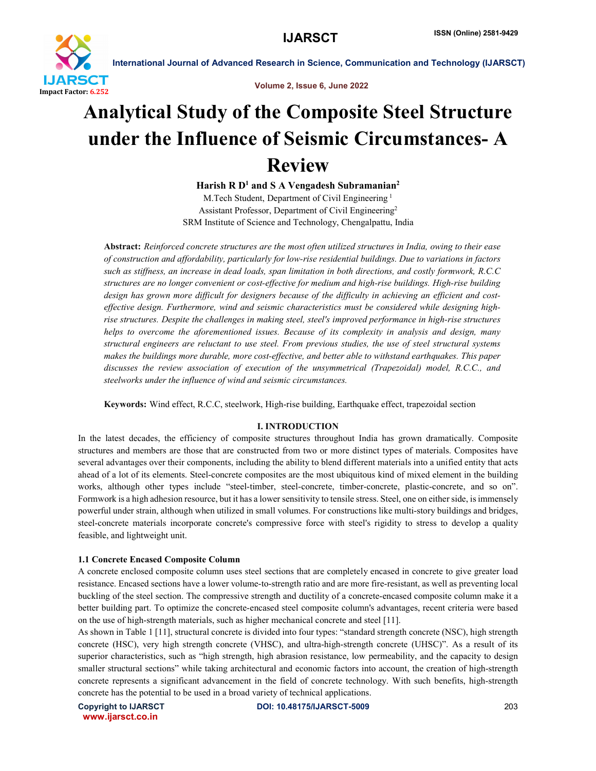# Analytical Study of the Composite Steel Structure under the Influence of Seismic Circumstances- A Review

**Harish R D[1] and S A Vengadesh Subramanian[2]**

M.Tech Student, Department of Civil Engineering [1]

Assistant Professor, Department of Civil Engineering[2]

SRM Institute of Science and Technology, Chengalpattu, India

**Abstract:** *Reinforced concrete structures are the most often utilized structures in India, owing to their ease of construction and affordability, particularly for low-rise residential buildings. Due to variations in factors such as stiffness, an increase in dead loads, span limitation in both directions, and costly formwork, R.C.C structures are no longer convenient or cost-effective for medium and high-rise buildings. High-rise building design has grown more difficult for designers because of the difficulty in achieving an efficient and cost-effective design. Furthermore, wind and seismic characteristics must be considered while designing high-rise structures. Despite the challenges in making steel, steel's improved performance in high-rise structures helps to overcome the aforementioned issues. Because of its complexity in analysis and design, many structural engineers are reluctant to use steel. From previous studies, the use of steel structural systems makes the buildings more durable, more cost-effective, and better able to withstand earthquakes. This paper discusses the review association of execution of the unsymmetrical (Trapezoidal) model, R.C.C., and steelworks under the influence of wind and seismic circumstances.*

**Keywords:** Wind effect, R.C.C, steelwork, High-rise building, Earthquake effect, trapezoidal section

## I. INTRODUCTION

In the latest decades, the efficiency of composite structures throughout India has grown dramatically. Composite structures and members are those that are constructed from two or more distinct types of materials. Composites have several advantages over their components, including the ability to blend different materials into a unified entity that acts ahead of a lot of its elements. Steel-concrete composites are the most ubiquitous kind of mixed element in the building works, although other types include “steel-timber, steel-concrete, timber-concrete, plastic-concrete, and so on”. Formwork is a high adhesion resource, but it has a lower sensitivity to tensile stress. Steel, one on either side, is immensely powerful under strain, although when utilized in small volumes. For constructions like multi-story buildings and bridges, steel-concrete materials incorporate concrete's compressive force with steel's rigidity to stress to develop a quality feasible, and lightweight unit.

### 1.1 Concrete Encased Composite Column

A concrete enclosed composite column uses steel sections that are completely encased in concrete to give greater load resistance. Encased sections have a lower volume-to-strength ratio and are more fire-resistant, as well as preventing local buckling of the steel section. The compressive strength and ductility of a concrete-encased composite column make it a better building part. To optimize the concrete-encased steel composite column's advantages, recent criteria were based on the use of high-strength materials, such as higher mechanical concrete and steel [11].

As shown in Table 1 [11], structural concrete is divided into four types: “standard strength concrete (NSC), high strength concrete (HSC), very high strength concrete (VHSC), and ultra-high-strength concrete (UHSC)”. As a result of its superior characteristics, such as “high strength, high abrasion resistance, low permeability, and the capacity to design smaller structural sections” while taking architectural and economic factors into account, the creation of high-strength concrete represents a significant advancement in the field of concrete technology. With such benefits, high-strength concrete has the potential to be used in a broad variety of technical applications.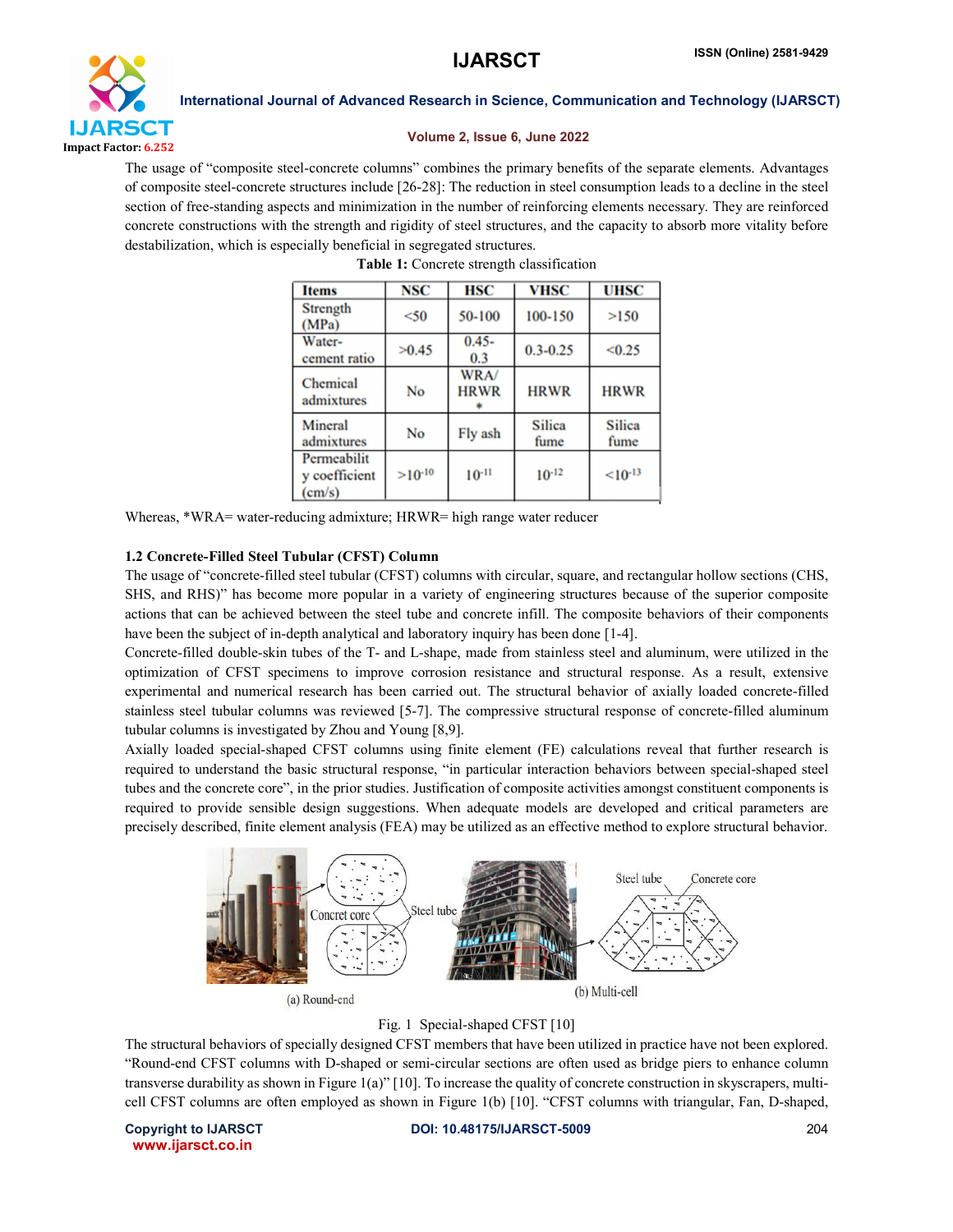The usage of "composite steel-concrete columns" combines the primary benefits of the separate elements. Advantages of composite steel-concrete structures include [26-28]: The reduction in steel consumption leads to a decline in the steel section of free-standing aspects and minimization in the number of reinforcing elements necessary. They are reinforced concrete constructions with the strength and rigidity of steel structures, and the capacity to absorb more vitality before destabilization, which is especially beneficial in segregated structures.

**Table 1:** Concrete strength classification

| Items | NSC | HSC | VHSC | UHSC |
|---|---|---|---|---|
| Strength (MPa) | <50 | 50-100 | 100-150 | >150 |
| Water-cement ratio | >0.45 | 0.45-0.3 | 0.3-0.25 | <0.25 |
| Chemical admixtures | No | WRA/HRWR* | HRWR | HRWR |
| Mineral admixtures | No | Fly ash | Silica fume | Silica fume |
| Permeability coefficient (cm/s) | $>10^{-10}$ | $10^{-11}$ | $10^{-12}$ | $<10^{-13}$ |

Whereas, *WRA= water-reducing admixture; HRWR= high range water reducer

### 1.2 Concrete-Filled Steel Tubular (CFST) Column

The usage of "concrete-filled steel tubular (CFST) columns with circular, square, and rectangular hollow sections (CHS, SHS, and RHS)" has become more popular in a variety of engineering structures because of the superior composite actions that can be achieved between the steel tube and concrete infill. The composite behaviors of their components have been the subject of in-depth analytical and laboratory inquiry has been done [1-4].

Concrete-filled double-skin tubes of the T- and L-shape, made from stainless steel and aluminum, were utilized in the optimization of CFST specimens to improve corrosion resistance and structural response. As a result, extensive experimental and numerical research has been carried out. The structural behavior of axially loaded concrete-filled stainless steel tubular columns was reviewed [5-7]. The compressive structural response of concrete-filled aluminum tubular columns is investigated by Zhou and Young [8,9].

Axially loaded special-shaped CFST columns using finite element (FE) calculations reveal that further research is required to understand the basic structural response, "in particular interaction behaviors between special-shaped steel tubes and the concrete core", in the prior studies. Justification of composite activities amongst constituent components is required to provide sensible design suggestions. When adequate models are developed and critical parameters are precisely described, finite element analysis (FEA) may be utilized as an effective method to explore structural behavior.

(a) Round-end

(b) Multi-cell

Fig. 1 Special-shaped CFST [10]

The structural behaviors of specially designed CFST members that have been utilized in practice have not been explored. "Round-end CFST columns with D-shaped or semi-circular sections are often used as bridge piers to enhance column transverse durability as shown in Figure 1(a)" [10]. To increase the quality of concrete construction in skyscrapers, multi-cell CFST columns are often employed as shown in Figure 1(b) [10]. "CFST columns with triangular, Fan, D-shaped,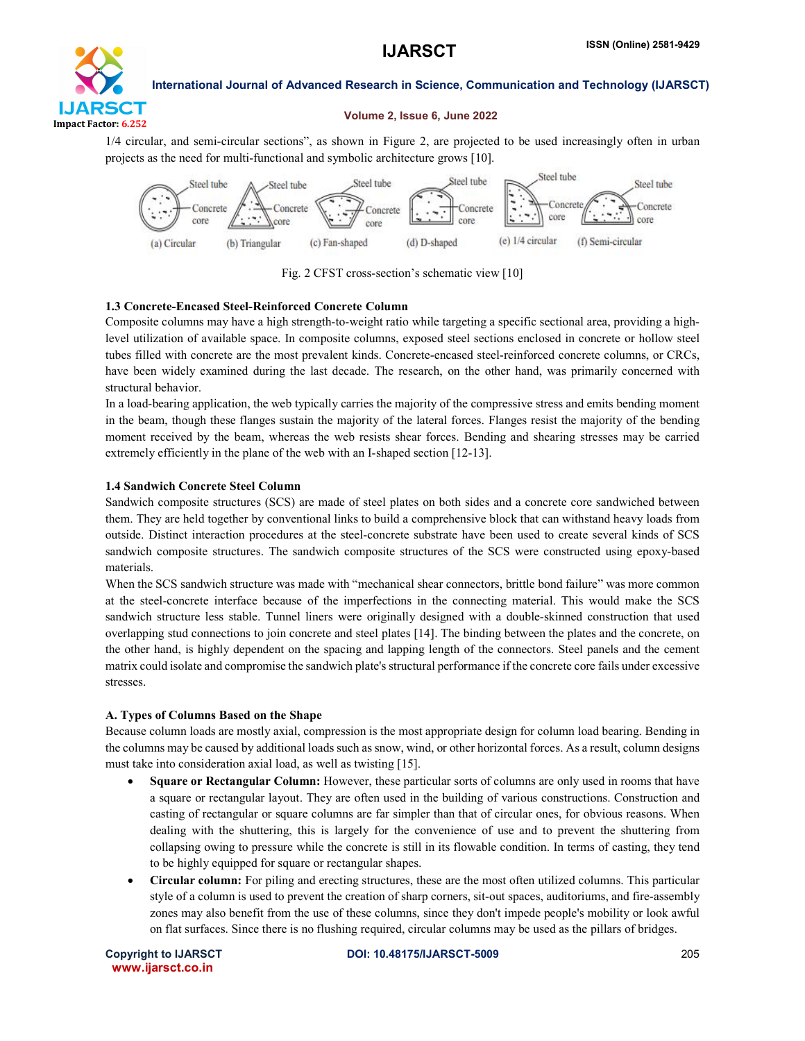1/4 circular, and semi-circular sections", as shown in Figure 2, are projected to be used increasingly often in urban projects as the need for multi-functional and symbolic architecture grows [10].

Fig. 2 CFST cross-section's schematic view [10]

### 1.3 Concrete-Encased Steel-Reinforced Concrete Column

Composite columns may have a high strength-to-weight ratio while targeting a specific sectional area, providing a high-level utilization of available space. In composite columns, exposed steel sections enclosed in concrete or hollow steel tubes filled with concrete are the most prevalent kinds. Concrete-encased steel-reinforced concrete columns, or CRCs, have been widely examined during the last decade. The research, on the other hand, was primarily concerned with structural behavior.

In a load-bearing application, the web typically carries the majority of the compressive stress and emits bending moment in the beam, though these flanges sustain the majority of the lateral forces. Flanges resist the majority of the bending moment received by the beam, whereas the web resists shear forces. Bending and shearing stresses may be carried extremely efficiently in the plane of the web with an I-shaped section [12-13].

### 1.4 Sandwich Concrete Steel Column

Sandwich composite structures (SCS) are made of steel plates on both sides and a concrete core sandwiched between them. They are held together by conventional links to build a comprehensive block that can withstand heavy loads from outside. Distinct interaction procedures at the steel-concrete substrate have been used to create several kinds of SCS sandwich composite structures. The sandwich composite structures of the SCS were constructed using epoxy-based materials.

When the SCS sandwich structure was made with "mechanical shear connectors, brittle bond failure" was more common at the steel-concrete interface because of the imperfections in the connecting material. This would make the SCS sandwich structure less stable. Tunnel liners were originally designed with a double-skinned construction that used overlapping stud connections to join concrete and steel plates [14]. The binding between the plates and the concrete, on the other hand, is highly dependent on the spacing and lapping length of the connectors. Steel panels and the cement matrix could isolate and compromise the sandwich plate's structural performance if the concrete core fails under excessive stresses.

### A. Types of Columns Based on the Shape

Because column loads are mostly axial, compression is the most appropriate design for column load bearing. Bending in the columns may be caused by additional loads such as snow, wind, or other horizontal forces. As a result, column designs must take into consideration axial load, as well as twisting [15].

- **Square or Rectangular Column:** However, these particular sorts of columns are only used in rooms that have a square or rectangular layout. They are often used in the building of various constructions. Construction and casting of rectangular or square columns are far simpler than that of circular ones, for obvious reasons. When dealing with the shuttering, this is largely for the convenience of use and to prevent the shuttering from collapsing owing to pressure while the concrete is still in its flowable condition. In terms of casting, they tend to be highly equipped for square or rectangular shapes.
- **Circular column:** For piling and erecting structures, these are the most often utilized columns. This particular style of a column is used to prevent the creation of sharp corners, sit-out spaces, auditoriums, and fire-assembly zones may also benefit from the use of these columns, since they don't impede people's mobility or look awful on flat surfaces. Since there is no flushing required, circular columns may be used as the pillars of bridges.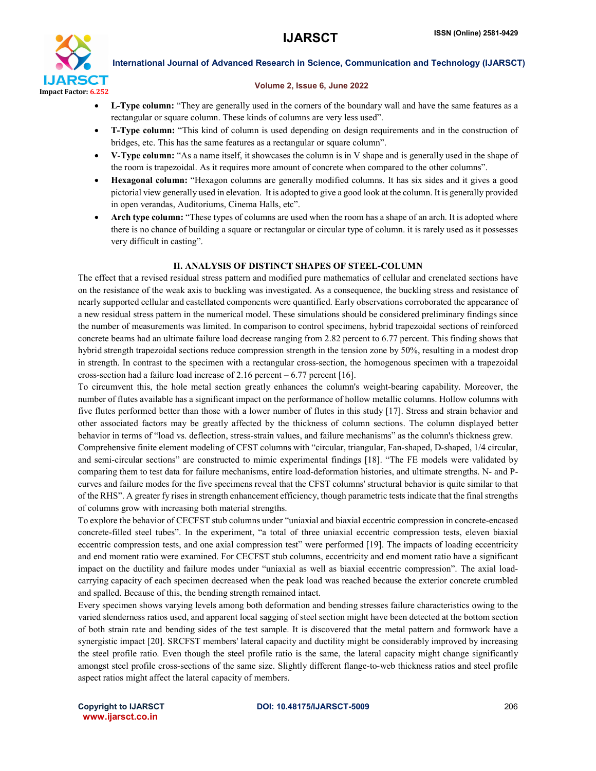- **L-Type column:** "They are generally used in the corners of the boundary wall and have the same features as a rectangular or square column. These kinds of columns are very less used".
- **T-Type column:** "This kind of column is used depending on design requirements and in the construction of bridges, etc. This has the same features as a rectangular or square column".
- **V-Type column:** "As a name itself, it showcases the column is in V shape and is generally used in the shape of the room is trapezoidal. As it requires more amount of concrete when compared to the other columns".
- **Hexagonal column:** "Hexagon columns are generally modified columns. It has six sides and it gives a good pictorial view generally used in elevation. It is adopted to give a good look at the column. It is generally provided in open verandas, Auditoriums, Cinema Halls, etc".
- **Arch type column:** "These types of columns are used when the room has a shape of an arch. It is adopted where there is no chance of building a square or rectangular or circular type of column. it is rarely used as it possesses very difficult in casting".

## II. ANALYSIS OF DISTINCT SHAPES OF STEEL-COLUMN

The effect that a revised residual stress pattern and modified pure mathematics of cellular and crenelated sections have on the resistance of the weak axis to buckling was investigated. As a consequence, the buckling stress and resistance of nearly supported cellular and castellated components were quantified. Early observations corroborated the appearance of a new residual stress pattern in the numerical model. These simulations should be considered preliminary findings since the number of measurements was limited. In comparison to control specimens, hybrid trapezoidal sections of reinforced concrete beams had an ultimate failure load decrease ranging from 2.82 percent to 6.77 percent. This finding shows that hybrid strength trapezoidal sections reduce compression strength in the tension zone by 50%, resulting in a modest drop in strength. In contrast to the specimen with a rectangular cross-section, the homogenous specimen with a trapezoidal cross-section had a failure load increase of 2.16 percent – 6.77 percent [16].

To circumvent this, the hole metal section greatly enhances the column's weight-bearing capability. Moreover, the number of flutes available has a significant impact on the performance of hollow metallic columns. Hollow columns with five flutes performed better than those with a lower number of flutes in this study [17]. Stress and strain behavior and other associated factors may be greatly affected by the thickness of column sections. The column displayed better behavior in terms of "load vs. deflection, stress-strain values, and failure mechanisms" as the column's thickness grew.

Comprehensive finite element modeling of CFST columns with "circular, triangular, Fan-shaped, D-shaped, 1/4 circular, and semi-circular sections" are constructed to mimic experimental findings [18]. "The FE models were validated by comparing them to test data for failure mechanisms, entire load-deformation histories, and ultimate strengths. N- and P-curves and failure modes for the five specimens reveal that the CFST columns' structural behavior is quite similar to that of the RHS". A greater fy rises in strength enhancement efficiency, though parametric tests indicate that the final strengths of columns grow with increasing both material strengths.

To explore the behavior of CECFST stub columns under "uniaxial and biaxial eccentric compression in concrete-encased concrete-filled steel tubes". In the experiment, "a total of three uniaxial eccentric compression tests, eleven biaxial eccentric compression tests, and one axial compression test" were performed [19]. The impacts of loading eccentricity and end moment ratio were examined. For CECFST stub columns, eccentricity and end moment ratio have a significant impact on the ductility and failure modes under "uniaxial as well as biaxial eccentric compression". The axial load-carrying capacity of each specimen decreased when the peak load was reached because the exterior concrete crumbled and spalled. Because of this, the bending strength remained intact.

Every specimen shows varying levels among both deformation and bending stresses failure characteristics owing to the varied slenderness ratios used, and apparent local sagging of steel section might have been detected at the bottom section of both strain rate and bending sides of the test sample. It is discovered that the metal pattern and formwork have a synergistic impact [20]. SRCFST members' lateral capacity and ductility might be considerably improved by increasing the steel profile ratio. Even though the steel profile ratio is the same, the lateral capacity might change significantly amongst steel profile cross-sections of the same size. Slightly different flange-to-web thickness ratios and steel profile aspect ratios might affect the lateral capacity of members.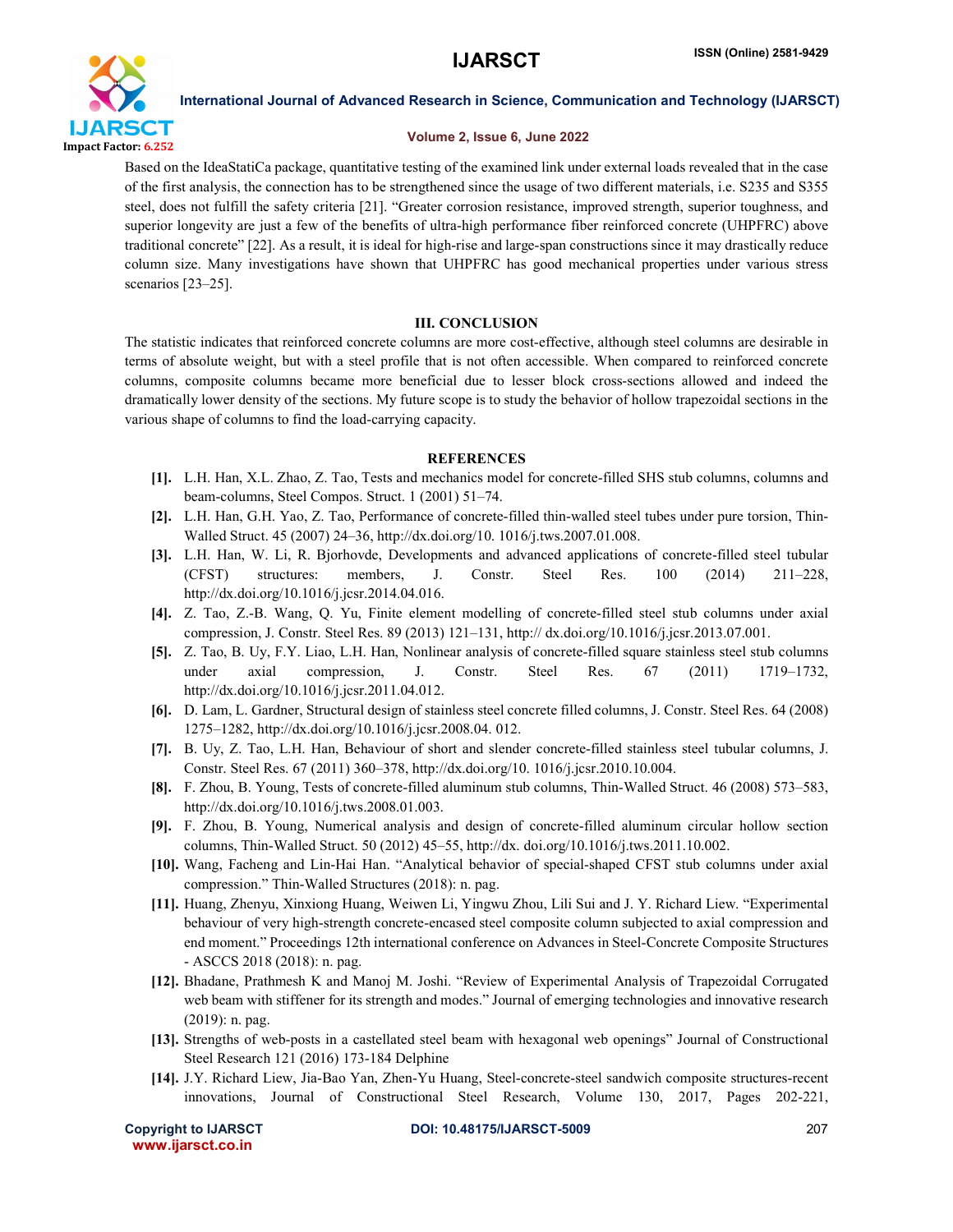Based on the IdeaStatiCa package, quantitative testing of the examined link under external loads revealed that in the case of the first analysis, the connection has to be strengthened since the usage of two different materials, i.e. S235 and S355 steel, does not fulfill the safety criteria [21]. "Greater corrosion resistance, improved strength, superior toughness, and superior longevity are just a few of the benefits of ultra-high performance fiber reinforced concrete (UHPFRC) above traditional concrete" [22]. As a result, it is ideal for high-rise and large-span constructions since it may drastically reduce column size. Many investigations have shown that UHPFRC has good mechanical properties under various stress scenarios [23–25].

## III. CONCLUSION

The statistic indicates that reinforced concrete columns are more cost-effective, although steel columns are desirable in terms of absolute weight, but with a steel profile that is not often accessible. When compared to reinforced concrete columns, composite columns became more beneficial due to lesser block cross-sections allowed and indeed the dramatically lower density of the sections. My future scope is to study the behavior of hollow trapezoidal sections in the various shape of columns to find the load-carrying capacity.

## REFERENCES

[1]. L.H. Han, X.L. Zhao, Z. Tao, Tests and mechanics model for concrete-filled SHS stub columns, columns and beam-columns, Steel Compos. Struct. 1 (2001) 51–74.

[2]. L.H. Han, G.H. Yao, Z. Tao, Performance of concrete-filled thin-walled steel tubes under pure torsion, Thin-Walled Struct. 45 (2007) 24–36, http://dx.doi.org/10. 1016/j.tws.2007.01.008.

[3]. L.H. Han, W. Li, R. Bjorhovde, Developments and advanced applications of concrete-filled steel tubular (CFST) structures: members, J. Constr. Steel Res. 100 (2014) 211–228, http://dx.doi.org/10.1016/j.jcsr.2014.04.016.

[4]. Z. Tao, Z.-B. Wang, Q. Yu, Finite element modelling of concrete-filled steel stub columns under axial compression, J. Constr. Steel Res. 89 (2013) 121–131, http:// dx.doi.org/10.1016/j.jcsr.2013.07.001.

[5]. Z. Tao, B. Uy, F.Y. Liao, L.H. Han, Nonlinear analysis of concrete-filled square stainless steel stub columns under axial compression, J. Constr. Steel Res. 67 (2011) 1719–1732, http://dx.doi.org/10.1016/j.jcsr.2011.04.012.

[6]. D. Lam, L. Gardner, Structural design of stainless steel concrete filled columns, J. Constr. Steel Res. 64 (2008) 1275–1282, http://dx.doi.org/10.1016/j.jcsr.2008.04. 012.

[7]. B. Uy, Z. Tao, L.H. Han, Behaviour of short and slender concrete-filled stainless steel tubular columns, J. Constr. Steel Res. 67 (2011) 360–378, http://dx.doi.org/10. 1016/j.jcsr.2010.10.004.

[8]. F. Zhou, B. Young, Tests of concrete-filled aluminum stub columns, Thin-Walled Struct. 46 (2008) 573–583, http://dx.doi.org/10.1016/j.tws.2008.01.003.

[9]. F. Zhou, B. Young, Numerical analysis and design of concrete-filled aluminum circular hollow section columns, Thin-Walled Struct. 50 (2012) 45–55, http://dx. doi.org/10.1016/j.tws.2011.10.002.

[10]. Wang, Facheng and Lin-Hai Han. "Analytical behavior of special-shaped CFST stub columns under axial compression." Thin-Walled Structures (2018): n. pag.

[11]. Huang, Zhenyu, Xinxiong Huang, Weiwen Li, Yingwu Zhou, Lili Sui and J. Y. Richard Liew. "Experimental behaviour of very high-strength concrete-encased steel composite column subjected to axial compression and end moment." Proceedings 12th international conference on Advances in Steel-Concrete Composite Structures - ASCCS 2018 (2018): n. pag.

[12]. Bhadane, Prathmesh K and Manoj M. Joshi. "Review of Experimental Analysis of Trapezoidal Corrugated web beam with stiffener for its strength and modes." Journal of emerging technologies and innovative research (2019): n. pag.

[13]. Strengths of web-posts in a castellated steel beam with hexagonal web openings" Journal of Constructional Steel Research 121 (2016) 173-184 Delphine

[14]. J.Y. Richard Liew, Jia-Bao Yan, Zhen-Yu Huang, Steel-concrete-steel sandwich composite structures-recent innovations, Journal of Constructional Steel Research, Volume 130, 2017, Pages 202-221,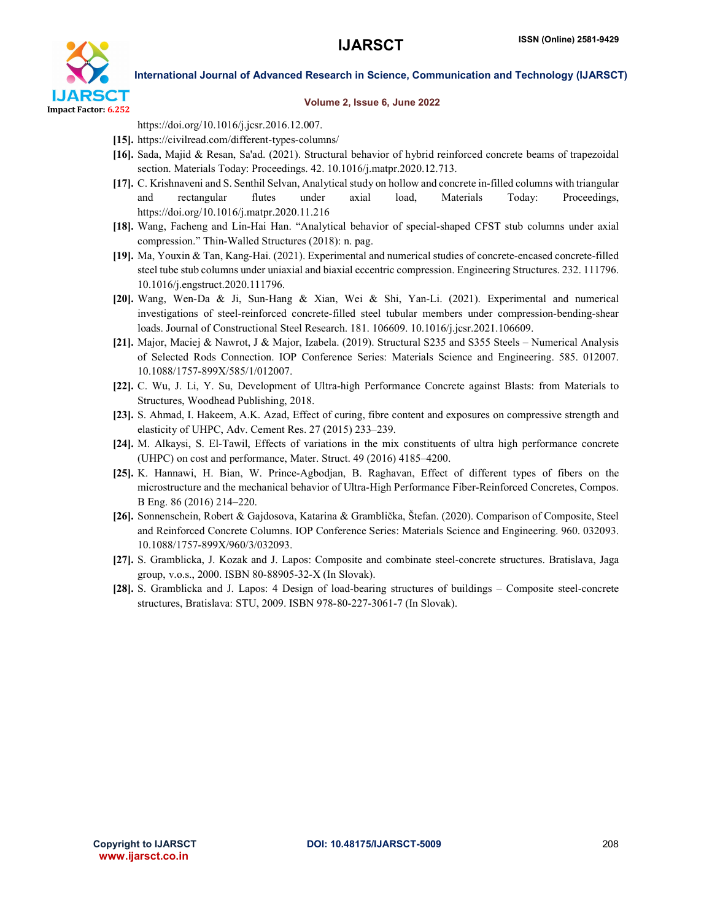https://doi.org/10.1016/j.jcsr.2016.12.007.

**[15].** https://civilread.com/different-types-columns/

**[16].** Sada, Majid & Resan, Sa'ad. (2021). Structural behavior of hybrid reinforced concrete beams of trapezoidal section. Materials Today: Proceedings. 42. 10.1016/j.matpr.2020.12.713.

**[17].** C. Krishnaveni and S. Senthil Selvan, Analytical study on hollow and concrete in-filled columns with triangular and rectangular flutes under axial load, Materials Today: Proceedings, https://doi.org/10.1016/j.matpr.2020.11.216

**[18].** Wang, Facheng and Lin-Hai Han. "Analytical behavior of special-shaped CFST stub columns under axial compression." Thin-Walled Structures (2018): n. pag.

**[19].** Ma, Youxin & Tan, Kang-Hai. (2021). Experimental and numerical studies of concrete-encased concrete-filled steel tube stub columns under uniaxial and biaxial eccentric compression. Engineering Structures. 232. 111796. 10.1016/j.engstruct.2020.111796.

**[20].** Wang, Wen-Da & Ji, Sun-Hang & Xian, Wei & Shi, Yan-Li. (2021). Experimental and numerical investigations of steel-reinforced concrete-filled steel tubular members under compression-bending-shear loads. Journal of Constructional Steel Research. 181. 106609. 10.1016/j.jcsr.2021.106609.

**[21].** Major, Maciej & Nawrot, J & Major, Izabela. (2019). Structural S235 and S355 Steels – Numerical Analysis of Selected Rods Connection. IOP Conference Series: Materials Science and Engineering. 585. 012007. 10.1088/1757-899X/585/1/012007.

**[22].** C. Wu, J. Li, Y. Su, Development of Ultra-high Performance Concrete against Blasts: from Materials to Structures, Woodhead Publishing, 2018.

**[23].** S. Ahmad, I. Hakeem, A.K. Azad, Effect of curing, fibre content and exposures on compressive strength and elasticity of UHPC, Adv. Cement Res. 27 (2015) 233–239.

**[24].** M. Alkaysi, S. El-Tawil, Effects of variations in the mix constituents of ultra high performance concrete (UHPC) on cost and performance, Mater. Struct. 49 (2016) 4185–4200.

**[25].** K. Hannawi, H. Bian, W. Prince-Agbodjan, B. Raghavan, Effect of different types of fibers on the microstructure and the mechanical behavior of Ultra-High Performance Fiber-Reinforced Concretes, Compos. B Eng. 86 (2016) 214–220.

**[26].** Sonnenschein, Robert & Gajdosova, Katarina & Gramblička, Štefan. (2020). Comparison of Composite, Steel and Reinforced Concrete Columns. IOP Conference Series: Materials Science and Engineering. 960. 032093. 10.1088/1757-899X/960/3/032093.

**[27].** S. Gramblicka, J. Kozak and J. Lapos: Composite and combinate steel-concrete structures. Bratislava, Jaga group, v.o.s., 2000. ISBN 80-88905-32-X (In Slovak).

**[28].** S. Gramblicka and J. Lapos: 4 Design of load-bearing structures of buildings – Composite steel-concrete structures, Bratislava: STU, 2009. ISBN 978-80-227-3061-7 (In Slovak).